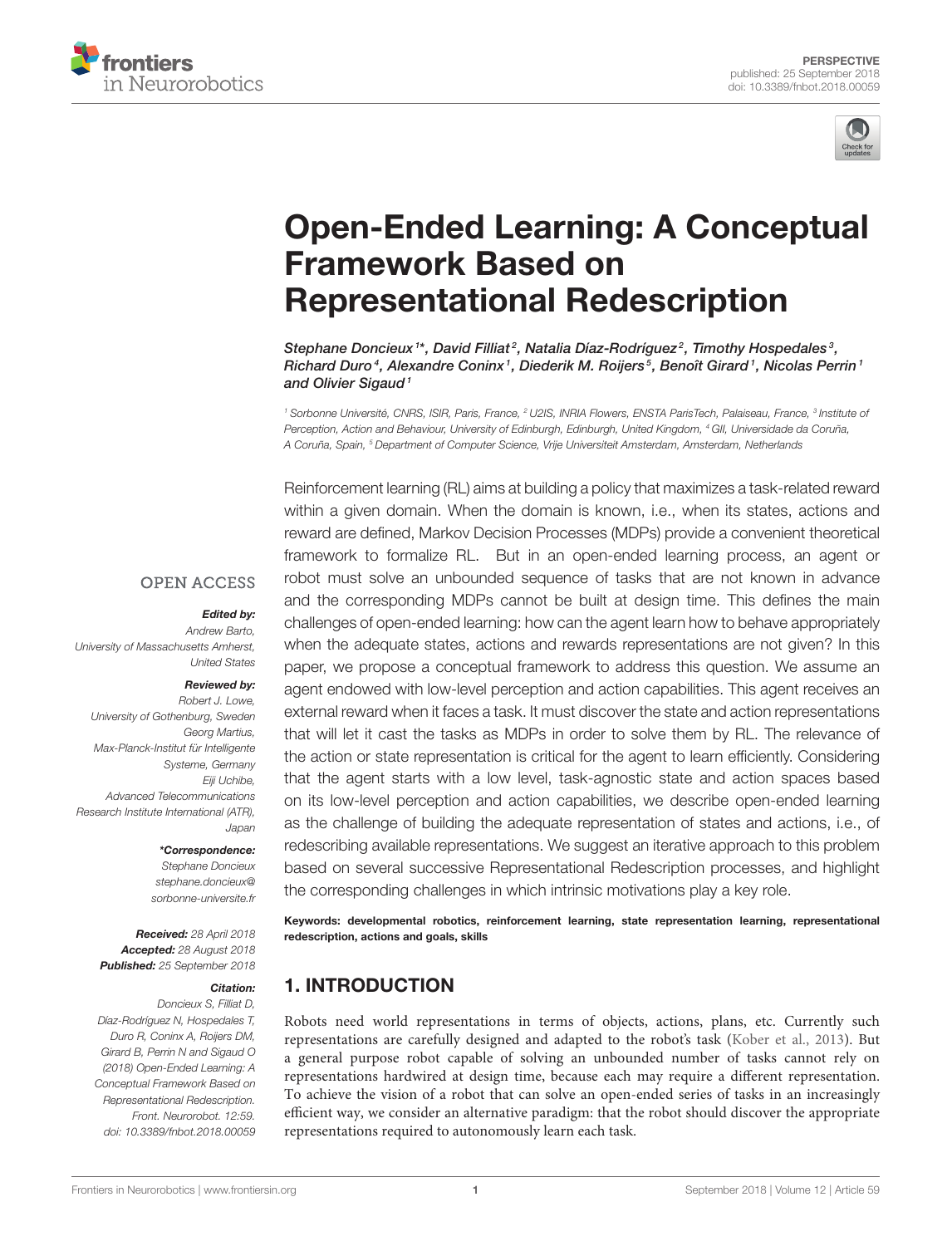PERSPECTIVE
published: 25 September 2018
doi: 10.3389/fnbot.2018.00059

# Open-Ended Learning: A Conceptual Framework Based on Representational Redescription

*Stephane Doncieux[1]\*, David Filliat[2], Natalia Díaz-Rodríguez[2], Timothy Hospedales[3], Richard Duro[4], Alexandre Coninx[1], Diederik M. Roijers[5], Benoît Girard[1], Nicolas Perrin[1] and Olivier Sigaud[1]*

[1] Sorbonne Université, CNRS, ISIR, Paris, France, [2] U2IS, INRIA Flowers, ENSTA ParisTech, Palaiseau, France, [3] Institute of Perception, Action and Behaviour, University of Edinburgh, Edinburgh, United Kingdom, [4] GII, Universidade da Coruña, A Coruña, Spain, [5] Department of Computer Science, Vrije Universiteit Amsterdam, Amsterdam, Netherlands

OPEN ACCESS

**Edited by:**
Andrew Barto,
University of Massachusetts Amherst, United States

**Reviewed by:**
Robert J. Lowe,
University of Gothenburg, Sweden
Georg Martius,
Max-Planck-Institut für Intelligente Systeme, Germany
Eiji Uchibe,
Advanced Telecommunications Research Institute International (ATR), Japan

**\*Correspondence:**
Stephane Doncieux
stephane.doncieux@sorbonne-universite.fr

**Received:** 28 April 2018
**Accepted:** 28 August 2018
**Published:** 25 September 2018

**Citation:**
Doncieux S, Filliat D, Díaz-Rodríguez N, Hospedales T, Duro R, Coninx A, Roijers DM, Girard B, Perrin N and Sigaud O (2018) Open-Ended Learning: A Conceptual Framework Based on Representational Redescription. Front. Neurorobot. 12:59. doi: 10.3389/fnbot.2018.00059

Reinforcement learning (RL) aims at building a policy that maximizes a task-related reward within a given domain. When the domain is known, i.e., when its states, actions and reward are defined, Markov Decision Processes (MDPs) provide a convenient theoretical framework to formalize RL. But in an open-ended learning process, an agent or robot must solve an unbounded sequence of tasks that are not known in advance and the corresponding MDPs cannot be built at design time. This defines the main challenges of open-ended learning: how can the agent learn how to behave appropriately when the adequate states, actions and rewards representations are not given? In this paper, we propose a conceptual framework to address this question. We assume an agent endowed with low-level perception and action capabilities. This agent receives an external reward when it faces a task. It must discover the state and action representations that will let it cast the tasks as MDPs in order to solve them by RL. The relevance of the action or state representation is critical for the agent to learn efficiently. Considering that the agent starts with a low level, task-agnostic state and action spaces based on its low-level perception and action capabilities, we describe open-ended learning as the challenge of building the adequate representation of states and actions, i.e., of redescribing available representations. We suggest an iterative approach to this problem based on several successive Representational Redescription processes, and highlight the corresponding challenges in which intrinsic motivations play a key role.

**Keywords: developmental robotics, reinforcement learning, state representation learning, representational redescription, actions and goals, skills**

## 1. INTRODUCTION

Robots need world representations in terms of objects, actions, plans, etc. Currently such representations are carefully designed and adapted to the robot's task (Kober et al., 2013). But a general purpose robot capable of solving an unbounded number of tasks cannot rely on representations hardwired at design time, because each may require a different representation. To achieve the vision of a robot that can solve an open-ended series of tasks in an increasingly efficient way, we consider an alternative paradigm: that the robot should discover the appropriate representations required to autonomously learn each task.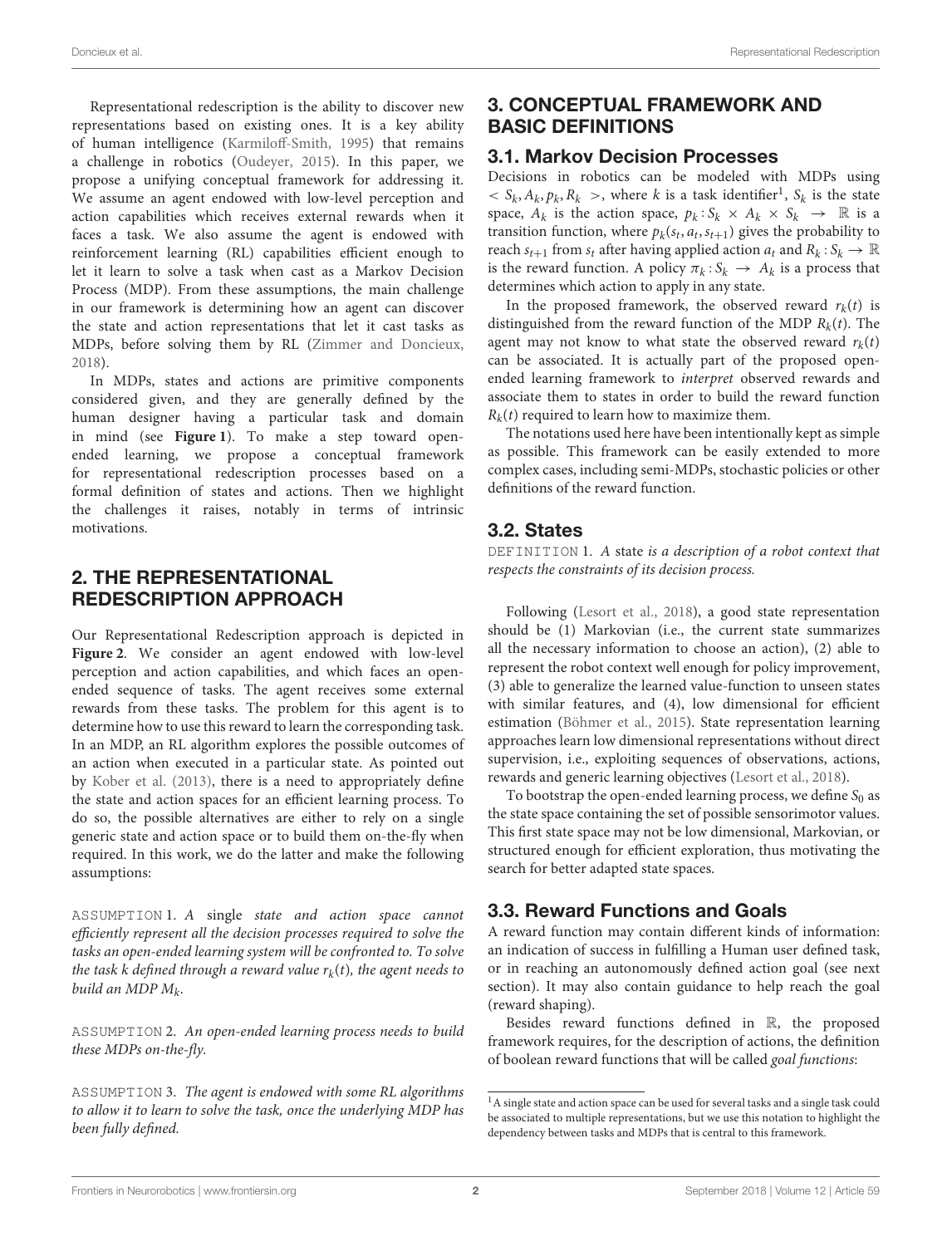Representational redescription is the ability to discover new representations based on existing ones. It is a key ability of human intelligence (Karmiloff-Smith, 1995) that remains a challenge in robotics (Oudeyer, 2015). In this paper, we propose a unifying conceptual framework for addressing it. We assume an agent endowed with low-level perception and action capabilities which receives external rewards when it faces a task. We also assume the agent is endowed with reinforcement learning (RL) capabilities efficient enough to let it learn to solve a task when cast as a Markov Decision Process (MDP). From these assumptions, the main challenge in our framework is determining how an agent can discover the state and action representations that let it cast tasks as MDPs, before solving them by RL (Zimmer and Doncieux, 2018).

In MDPs, states and actions are primitive components considered given, and they are generally defined by the human designer having a particular task and domain in mind (see **Figure 1**). To make a step toward open-ended learning, we propose a conceptual framework for representational redescription processes based on a formal definition of states and actions. Then we highlight the challenges it raises, notably in terms of intrinsic motivations.

## 2. THE REPRESENTATIONAL REDESCRIPTION APPROACH

Our Representational Redescription approach is depicted in **Figure 2**. We consider an agent endowed with low-level perception and action capabilities, and which faces an open-ended sequence of tasks. The agent receives some external rewards from these tasks. The problem for this agent is to determine how to use this reward to learn the corresponding task. In an MDP, an RL algorithm explores the possible outcomes of an action when executed in a particular state. As pointed out by Kober et al. (2013), there is a need to appropriately define the state and action spaces for an efficient learning process. To do so, the possible alternatives are either to rely on a single generic state and action space or to build them on-the-fly when required. In this work, we do the latter and make the following assumptions:

ASSUMPTION 1. *A* single *state and action space cannot efficiently represent all the decision processes required to solve the tasks an open-ended learning system will be confronted to. To solve the task $k$ defined through a reward value $r_k(t)$, the agent needs to build an MDP $M_k$.*

ASSUMPTION 2. *An open-ended learning process needs to build these MDPs on-the-fly.*

ASSUMPTION 3. *The agent is endowed with some RL algorithms to allow it to learn to solve the task, once the underlying MDP has been fully defined.*

## 3. CONCEPTUAL FRAMEWORK AND BASIC DEFINITIONS

### 3.1. Markov Decision Processes

Decisions in robotics can be modeled with MDPs using $< S_k, A_k, p_k, R_k >$, where $k$ is a task identifier[1], $S_k$ is the state space, $A_k$ is the action space, $p_k : S_k \times A_k \times S_k \rightarrow \mathbb{R}$ is a transition function, where $p_k(s_t, a_t, s_{t+1})$ gives the probability to reach $s_{t+1}$ from $s_t$ after having applied action $a_t$ and $R_k : S_k \rightarrow \mathbb{R}$ is the reward function. A policy $\pi_k : S_k \rightarrow A_k$ is a process that determines which action to apply in any state.

In the proposed framework, the observed reward $r_k(t)$ is distinguished from the reward function of the MDP $R_k(t)$. The agent may not know to what state the observed reward $r_k(t)$ can be associated. It is actually part of the proposed open-ended learning framework to *interpret* observed rewards and associate them to states in order to build the reward function $R_k(t)$ required to learn how to maximize them.

The notations used here have been intentionally kept as simple as possible. This framework can be easily extended to more complex cases, including semi-MDPs, stochastic policies or other definitions of the reward function.

### 3.2. States

DEFINITION 1. *A* state *is a description of a robot context that respects the constraints of its decision process.*

Following (Lesort et al., 2018), a good state representation should be (1) Markovian (i.e., the current state summarizes all the necessary information to choose an action), (2) able to represent the robot context well enough for policy improvement, (3) able to generalize the learned value-function to unseen states with similar features, and (4), low dimensional for efficient estimation (Böhmer et al., 2015). State representation learning approaches learn low dimensional representations without direct supervision, i.e., exploiting sequences of observations, actions, rewards and generic learning objectives (Lesort et al., 2018).

To bootstrap the open-ended learning process, we define $S_0$ as the state space containing the set of possible sensorimotor values. This first state space may not be low dimensional, Markovian, or structured enough for efficient exploration, thus motivating the search for better adapted state spaces.

### 3.3. Reward Functions and Goals

A reward function may contain different kinds of information: an indication of success in fulfilling a Human user defined task, or in reaching an autonomously defined action goal (see next section). It may also contain guidance to help reach the goal (reward shaping).

Besides reward functions defined in $\mathbb{R}$, the proposed framework requires, for the description of actions, the definition of boolean reward functions that will be called *goal functions*:

[1] A single state and action space can be used for several tasks and a single task could be associated to multiple representations, but we use this notation to highlight the dependency between tasks and MDPs that is central to this framework.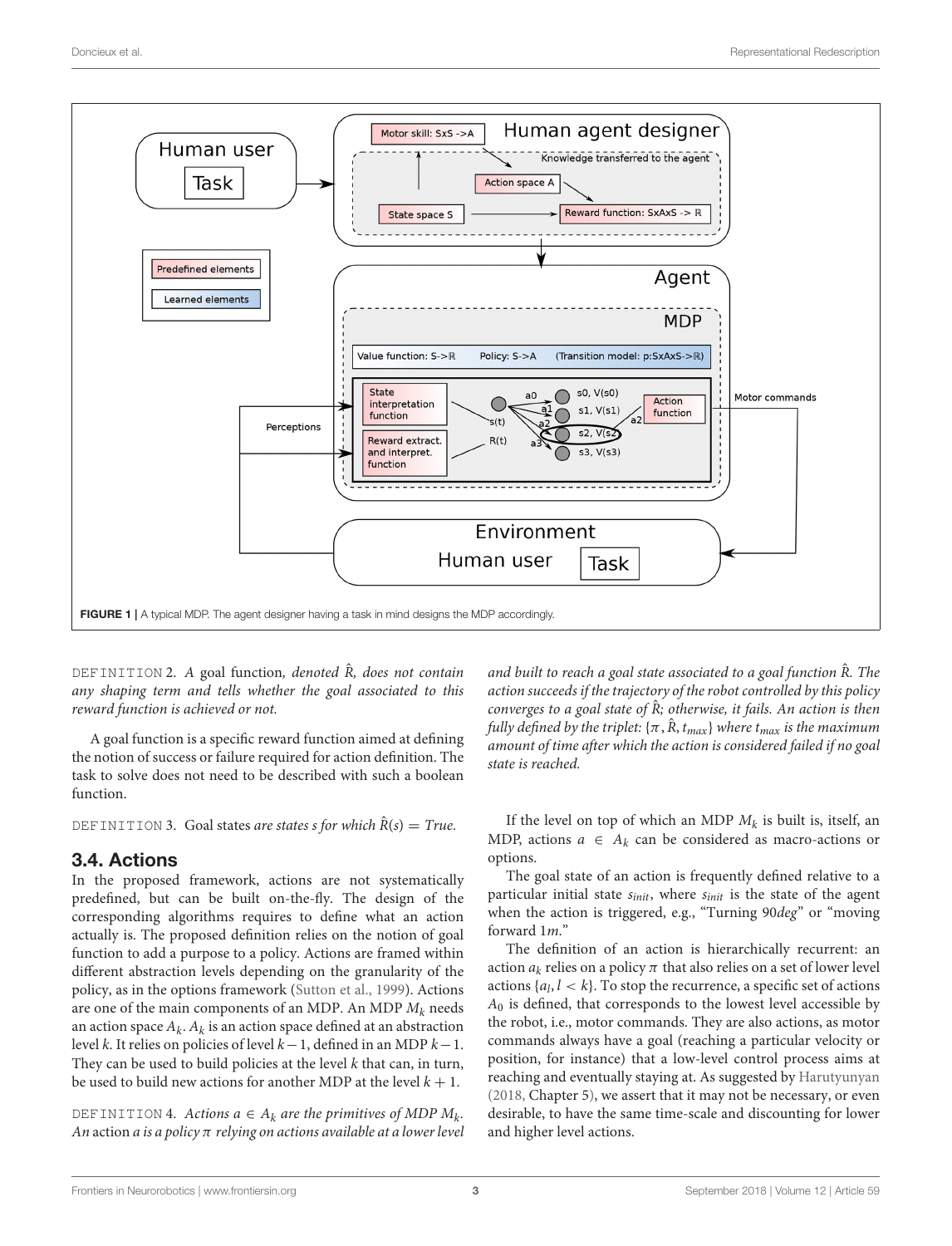FIGURE 1 | A typical MDP. The agent designer having a task in mind designs the MDP accordingly.

DEFINITION 2. *A* goal function*, denoted $\hat{R}$, does not contain any shaping term and tells whether the goal associated to this reward function is achieved or not.*

A goal function is a specific reward function aimed at defining the notion of success or failure required for action definition. The task to solve does not need to be described with such a boolean function.

DEFINITION 3. Goal states *are states s for which* $\hat{R}(s) = True$.

## 3.4. Actions

In the proposed framework, actions are not systematically predefined, but can be built on-the-fly. The design of the corresponding algorithms requires to define what an action actually is. The proposed definition relies on the notion of goal function to add a purpose to a policy. Actions are framed within different abstraction levels depending on the granularity of the policy, as in the options framework (Sutton et al., 1999). Actions are one of the main components of an MDP. An MDP $M_k$ needs an action space $A_k$. $A_k$ is an action space defined at an abstraction level $k$. It relies on policies of level $k-1$, defined in an MDP $k-1$. They can be used to build policies at the level $k$ that can, in turn, be used to build new actions for another MDP at the level $k+1$.

DEFINITION 4. *Actions $a \in A_k$ are the primitives of MDP $M_k$. An* action *a is a policy $\pi$ relying on actions available at a lower level and built to reach a goal state associated to a goal function $\hat{R}$. The action succeeds if the trajectory of the robot controlled by this policy converges to a goal state of $\hat{R}$; otherwise, it fails. An action is then fully defined by the triplet: $\{\pi, \hat{R}, t_{max}\}$ where $t_{max}$ is the maximum amount of time after which the action is considered failed if no goal state is reached.*

If the level on top of which an MDP $M_k$ is built is, itself, an MDP, actions $a \in A_k$ can be considered as macro-actions or options.

The goal state of an action is frequently defined relative to a particular initial state $s_{init}$, where $s_{init}$ is the state of the agent when the action is triggered, e.g., "Turning 90*deg*" or "moving forward 1*m*."

The definition of an action is hierarchically recurrent: an action $a_k$ relies on a policy $\pi$ that also relies on a set of lower level actions $\{a_l, l < k\}$. To stop the recurrence, a specific set of actions $A_0$ is defined, that corresponds to the lowest level accessible by the robot, i.e., motor commands. They are also actions, as motor commands always have a goal (reaching a particular velocity or position, for instance) that a low-level control process aims at reaching and eventually staying at. As suggested by Harutyunyan (2018, Chapter 5), we assert that it may not be necessary, or even desirable, to have the same time-scale and discounting for lower and higher level actions.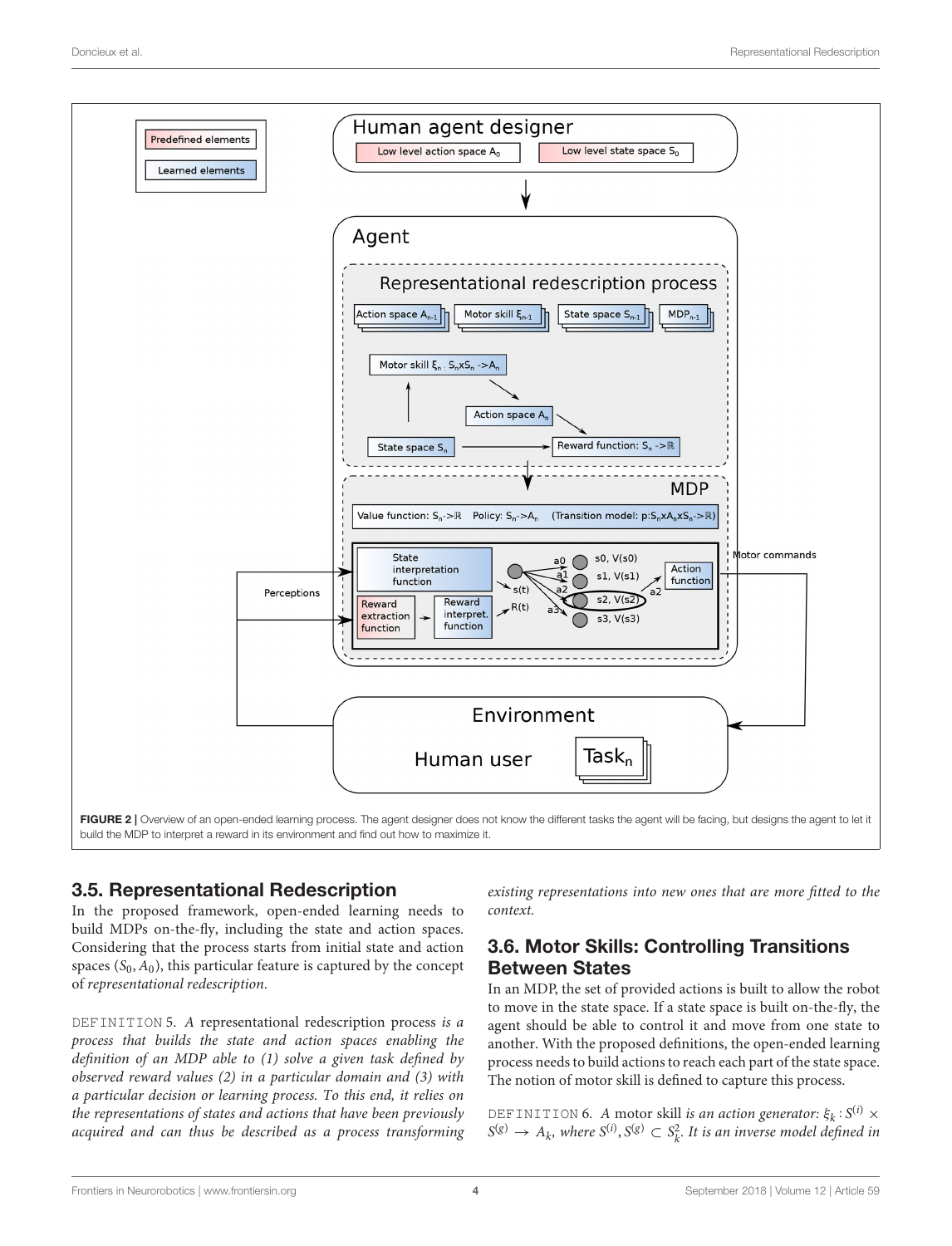FIGURE 2 | Overview of an open-ended learning process. The agent designer does not know the different tasks the agent will be facing, but designs the agent to let it build the MDP to interpret a reward in its environment and find out how to maximize it.

## 3.5. Representational Redescription

In the proposed framework, open-ended learning needs to build MDPs on-the-fly, including the state and action spaces. Considering that the process starts from initial state and action spaces ($S_0, A_0$), this particular feature is captured by the concept of *representational redescription*.

DEFINITION 5. *A* representational redescription process *is a process that builds the state and action spaces enabling the definition of an MDP able to (1) solve a given task defined by observed reward values (2) in a particular domain and (3) with a particular decision or learning process. To this end, it relies on the representations of states and actions that have been previously acquired and can thus be described as a process transforming existing representations into new ones that are more fitted to the context.*

## 3.6. Motor Skills: Controlling Transitions Between States

In an MDP, the set of provided actions is built to allow the robot to move in the state space. If a state space is built on-the-fly, the agent should be able to control it and move from one state to another. With the proposed definitions, the open-ended learning process needs to build actions to reach each part of the state space. The notion of motor skill is defined to capture this process.

DEFINITION 6. *A* motor skill *is an action generator: $\xi_k : S^{(i)} \times S^{(g)} \rightarrow A_k$, where $S^{(i)}, S^{(g)} \subset S_k^2$. It is an inverse model defined in*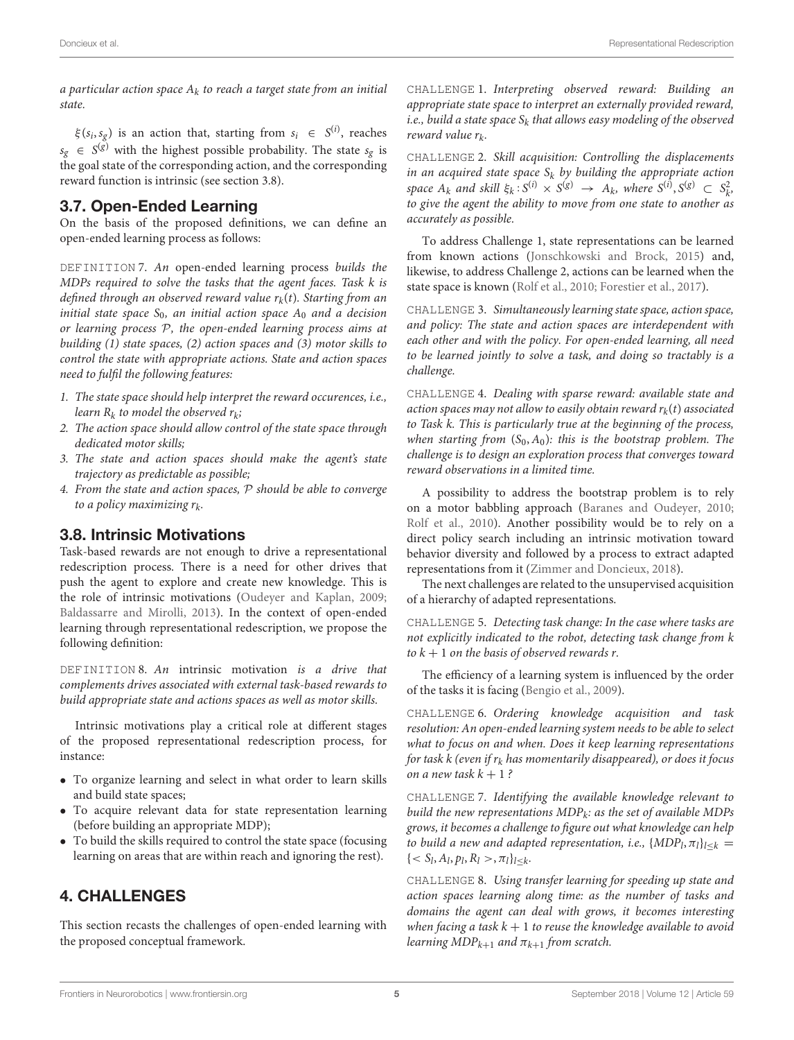*a particular action space $A_k$ to reach a target state from an initial state.*

$\xi(s_i, s_g)$ is an action that, starting from $s_i \in S^{(i)}$, reaches $s_g \in S^{(g)}$ with the highest possible probability. The state $s_g$ is the goal state of the corresponding action, and the corresponding reward function is intrinsic (see section 3.8).

### 3.7. Open-Ended Learning

On the basis of the proposed definitions, we can define an open-ended learning process as follows:

DEFINITION 7. *An* open-ended learning process *builds the MDPs required to solve the tasks that the agent faces. Task k is defined through an observed reward value $r_k(t)$. Starting from an initial state space $S_0$, an initial action space $A_0$ and a decision or learning process $\mathcal{P}$, the open-ended learning process aims at building (1) state spaces, (2) action spaces and (3) motor skills to control the state with appropriate actions. State and action spaces need to fulfil the following features:*

1. *The state space should help interpret the reward occurences, i.e., learn $R_k$ to model the observed $r_k$;*
2. *The action space should allow control of the state space through dedicated motor skills;*
3. *The state and action spaces should make the agent's state trajectory as predictable as possible;*
4. *From the state and action spaces, $\mathcal{P}$ should be able to converge to a policy maximizing $r_k$.*

### 3.8. Intrinsic Motivations

Task-based rewards are not enough to drive a representational redescription process. There is a need for other drives that push the agent to explore and create new knowledge. This is the role of intrinsic motivations (Oudeyer and Kaplan, 2009; Baldassarre and Mirolli, 2013). In the context of open-ended learning through representational redescription, we propose the following definition:

DEFINITION 8. *An* intrinsic motivation *is a drive that complements drives associated with external task-based rewards to build appropriate state and actions spaces as well as motor skills.*

Intrinsic motivations play a critical role at different stages of the proposed representational redescription process, for instance:

- To organize learning and select in what order to learn skills and build state spaces;
- To acquire relevant data for state representation learning (before building an appropriate MDP);
- To build the skills required to control the state space (focusing learning on areas that are within reach and ignoring the rest).

## 4. CHALLENGES

This section recasts the challenges of open-ended learning with the proposed conceptual framework.

CHALLENGE 1. *Interpreting observed reward: Building an appropriate state space to interpret an externally provided reward, i.e., build a state space $S_k$ that allows easy modeling of the observed reward value $r_k$.*

CHALLENGE 2. *Skill acquisition: Controlling the displacements in an acquired state space $S_k$ by building the appropriate action space $A_k$ and skill $\xi_k : S^{(i)} \times S^{(g)} \rightarrow A_k$, where $S^{(i)}, S^{(g)} \subset S_k^2$, to give the agent the ability to move from one state to another as accurately as possible.*

To address Challenge 1, state representations can be learned from known actions (Jonschkowski and Brock, 2015) and, likewise, to address Challenge 2, actions can be learned when the state space is known (Rolf et al., 2010; Forestier et al., 2017).

CHALLENGE 3. *Simultaneously learning state space, action space, and policy: The state and action spaces are interdependent with each other and with the policy. For open-ended learning, all need to be learned jointly to solve a task, and doing so tractably is a challenge.*

CHALLENGE 4. *Dealing with sparse reward: available state and action spaces may not allow to easily obtain reward $r_k(t)$ associated to Task k. This is particularly true at the beginning of the process, when starting from $(S_0, A_0)$: this is the bootstrap problem. The challenge is to design an exploration process that converges toward reward observations in a limited time.*

A possibility to address the bootstrap problem is to rely on a motor babbling approach (Baranes and Oudeyer, 2010; Rolf et al., 2010). Another possibility would be to rely on a direct policy search including an intrinsic motivation toward behavior diversity and followed by a process to extract adapted representations from it (Zimmer and Doncieux, 2018).

The next challenges are related to the unsupervised acquisition of a hierarchy of adapted representations.

CHALLENGE 5. *Detecting task change: In the case where tasks are not explicitly indicated to the robot, detecting task change from k to $k+1$ on the basis of observed rewards r.*

The efficiency of a learning system is influenced by the order of the tasks it is facing (Bengio et al., 2009).

CHALLENGE 6. *Ordering knowledge acquisition and task resolution: An open-ended learning system needs to be able to select what to focus on and when. Does it keep learning representations for task k (even if $r_k$ has momentarily disappeared), or does it focus on a new task $k+1$ ?*

CHALLENGE 7. *Identifying the available knowledge relevant to build the new representations $MDP_k$: as the set of available MDPs grows, it becomes a challenge to figure out what knowledge can help to build a new and adapted representation, i.e., $\{MDP_l, \pi_l\}_{l \leq k} = \{< S_l, A_l, p_l, R_l >, \pi_l\}_{l \leq k}$.*

CHALLENGE 8. *Using transfer learning for speeding up state and action spaces learning along time: as the number of tasks and domains the agent can deal with grows, it becomes interesting when facing a task $k+1$ to reuse the knowledge available to avoid learning $MDP_{k+1}$ and $\pi_{k+1}$ from scratch.*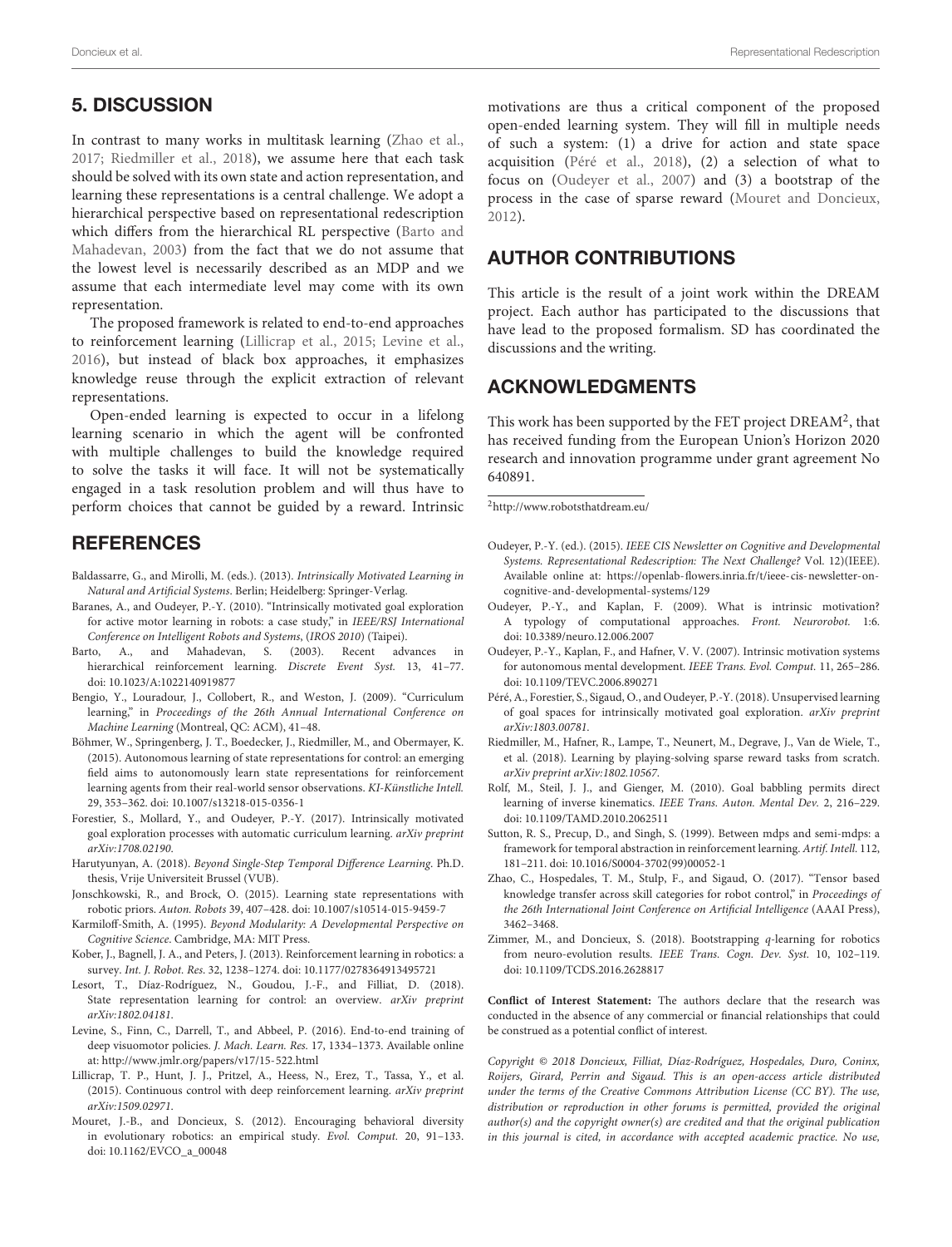## 5. DISCUSSION

In contrast to many works in multitask learning (Zhao et al., 2017; Riedmiller et al., 2018), we assume here that each task should be solved with its own state and action representation, and learning these representations is a central challenge. We adopt a hierarchical perspective based on representational redescription which differs from the hierarchical RL perspective (Barto and Mahadevan, 2003) from the fact that we do not assume that the lowest level is necessarily described as an MDP and we assume that each intermediate level may come with its own representation.

The proposed framework is related to end-to-end approaches to reinforcement learning (Lillicrap et al., 2015; Levine et al., 2016), but instead of black box approaches, it emphasizes knowledge reuse through the explicit extraction of relevant representations.

Open-ended learning is expected to occur in a lifelong learning scenario in which the agent will be confronted with multiple challenges to build the knowledge required to solve the tasks it will face. It will not be systematically engaged in a task resolution problem and will thus have to perform choices that cannot be guided by a reward. Intrinsic motivations are thus a critical component of the proposed open-ended learning system. They will fill in multiple needs of such a system: (1) a drive for action and state space acquisition (Péré et al., 2018), (2) a selection of what to focus on (Oudeyer et al., 2007) and (3) a bootstrap of the process in the case of sparse reward (Mouret and Doncieux, 2012).

## AUTHOR CONTRIBUTIONS

This article is the result of a joint work within the DREAM project. Each author has participated to the discussions that have lead to the proposed formalism. SD has coordinated the discussions and the writing.

## ACKNOWLEDGMENTS

This work has been supported by the FET project DREAM[2], that has received funding from the European Union's Horizon 2020 research and innovation programme under grant agreement No 640891.

[2] http://www.robotsthatdream.eu/

## REFERENCES

Baldassarre, G., and Mirolli, M. (eds.). (2013). *Intrinsically Motivated Learning in Natural and Artificial Systems*. Berlin; Heidelberg: Springer-Verlag.

Baranes, A., and Oudeyer, P.-Y. (2010). "Intrinsically motivated goal exploration for active motor learning in robots: a case study," in *IEEE/RSJ International Conference on Intelligent Robots and Systems*, (*IROS 2010*) (Taipei).

Barto, A., and Mahadevan, S. (2003). Recent advances in hierarchical reinforcement learning. *Discrete Event Syst.* 13, 41–77. doi: 10.1023/A:1022140919877

Bengio, Y., Louradour, J., Collobert, R., and Weston, J. (2009). "Curriculum learning," in *Proceedings of the 26th Annual International Conference on Machine Learning* (Montreal, QC: ACM), 41–48.

Böhmer, W., Springenberg, J. T., Boedecker, J., Riedmiller, M., and Obermayer, K. (2015). Autonomous learning of state representations for control: an emerging field aims to autonomously learn state representations for reinforcement learning agents from their real-world sensor observations. *KI-Künstliche Intell.* 29, 353–362. doi: 10.1007/s13218-015-0356-1

Forestier, S., Mollard, Y., and Oudeyer, P.-Y. (2017). Intrinsically motivated goal exploration processes with automatic curriculum learning. *arXiv preprint arXiv:1708.02190*.

Harutyunyan, A. (2018). *Beyond Single-Step Temporal Difference Learning*. Ph.D. thesis, Vrije Universiteit Brussel (VUB).

Jonschkowski, R., and Brock, O. (2015). Learning state representations with robotic priors. *Auton. Robots* 39, 407–428. doi: 10.1007/s10514-015-9459-7

Karmiloff-Smith, A. (1995). *Beyond Modularity: A Developmental Perspective on Cognitive Science*. Cambridge, MA: MIT Press.

Kober, J., Bagnell, J. A., and Peters, J. (2013). Reinforcement learning in robotics: a survey. *Int. J. Robot. Res.* 32, 1238–1274. doi: 10.1177/0278364913495721

Lesort, T., Díaz-Rodríguez, N., Goudou, J.-F., and Filliat, D. (2018). State representation learning for control: an overview. *arXiv preprint arXiv:1802.04181*.

Levine, S., Finn, C., Darrell, T., and Abbeel, P. (2016). End-to-end training of deep visuomotor policies. *J. Mach. Learn. Res.* 17, 1334–1373. Available online at: http://www.jmlr.org/papers/v17/15-522.html

Lillicrap, T. P., Hunt, J. J., Pritzel, A., Heess, N., Erez, T., Tassa, Y., et al. (2015). Continuous control with deep reinforcement learning. *arXiv preprint arXiv:1509.02971*.

Mouret, J.-B., and Doncieux, S. (2012). Encouraging behavioral diversity in evolutionary robotics: an empirical study. *Evol. Comput.* 20, 91–133. doi: 10.1162/EVCO_a_00048

Oudeyer, P.-Y. (ed.). (2015). *IEEE CIS Newsletter on Cognitive and Developmental Systems. Representational Redescription: The Next Challenge?* Vol. 12)(IEEE). Available online at: https://openlab-flowers.inria.fr/t/ieee-cis-newsletter-on-cognitive-and-developmental-systems/129

Oudeyer, P.-Y., and Kaplan, F. (2009). What is intrinsic motivation? A typology of computational approaches. *Front. Neurorobot.* 1:6. doi: 10.3389/neuro.12.006.2007

Oudeyer, P.-Y., Kaplan, F., and Hafner, V. V. (2007). Intrinsic motivation systems for autonomous mental development. *IEEE Trans. Evol. Comput.* 11, 265–286. doi: 10.1109/TEVC.2006.890271

Péré, A., Forestier, S., Sigaud, O., and Oudeyer, P.-Y. (2018). Unsupervised learning of goal spaces for intrinsically motivated goal exploration. *arXiv preprint arXiv:1803.00781*.

Riedmiller, M., Hafner, R., Lampe, T., Neunert, M., Degrave, J., Van de Wiele, T., et al. (2018). Learning by playing-solving sparse reward tasks from scratch. *arXiv preprint arXiv:1802.10567*.

Rolf, M., Steil, J. J., and Gienger, M. (2010). Goal babbling permits direct learning of inverse kinematics. *IEEE Trans. Auton. Mental Dev.* 2, 216–229. doi: 10.1109/TAMD.2010.2062511

Sutton, R. S., Precup, D., and Singh, S. (1999). Between mdps and semi-mdps: a framework for temporal abstraction in reinforcement learning. *Artif. Intell.* 112, 181–211. doi: 10.1016/S0004-3702(99)00052-1

Zhao, C., Hospedales, T. M., Stulp, F., and Sigaud, O. (2017). "Tensor based knowledge transfer across skill categories for robot control," in *Proceedings of the 26th International Joint Conference on Artificial Intelligence* (AAAI Press), 3462–3468.

Zimmer, M., and Doncieux, S. (2018). Bootstrapping *q*-learning for robotics from neuro-evolution results. *IEEE Trans. Cogn. Dev. Syst.* 10, 102–119. doi: 10.1109/TCDS.2016.2628817

**Conflict of Interest Statement:** The authors declare that the research was conducted in the absence of any commercial or financial relationships that could be construed as a potential conflict of interest.

*Copyright © 2018 Doncieux, Filliat, Díaz-Rodríguez, Hospedales, Duro, Coninx, Roijers, Girard, Perrin and Sigaud. This is an open-access article distributed under the terms of the Creative Commons Attribution License (CC BY). The use, distribution or reproduction in other forums is permitted, provided the original author(s) and the copyright owner(s) are credited and that the original publication in this journal is cited, in accordance with accepted academic practice. No use,*